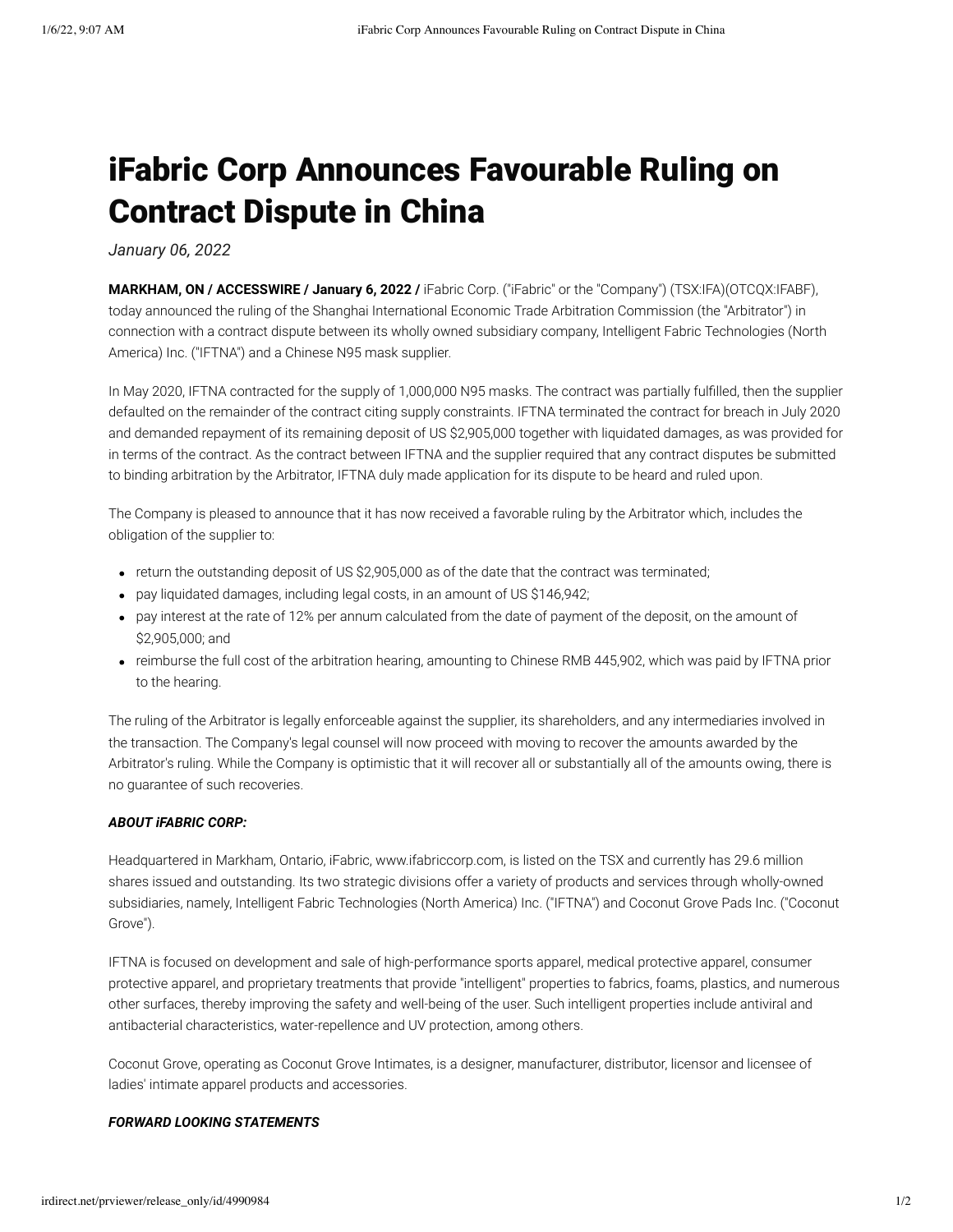# iFabric Corp Announces Favourable Ruling on Contract Dispute in China

*January 06, 2022*

**MARKHAM, ON / ACCESSWIRE / January 6, 2022 /** iFabric Corp. ("iFabric" or the "Company") (TSX:IFA)(OTCQX:IFABF), today announced the ruling of the Shanghai International Economic Trade Arbitration Commission (the "Arbitrator") in connection with a contract dispute between its wholly owned subsidiary company, Intelligent Fabric Technologies (North America) Inc. ("IFTNA") and a Chinese N95 mask supplier.

In May 2020, IFTNA contracted for the supply of 1,000,000 N95 masks. The contract was partially fulfilled, then the supplier defaulted on the remainder of the contract citing supply constraints. IFTNA terminated the contract for breach in July 2020 and demanded repayment of its remaining deposit of US $2,905,000 together with liquidated damages, as was provided for in terms of the contract. As the contract between IFTNA and the supplier required that any contract disputes be submitted to binding arbitration by the Arbitrator, IFTNA duly made application for its dispute to be heard and ruled upon.

The Company is pleased to announce that it has now received a favorable ruling by the Arbitrator which, includes the obligation of the supplier to:

- return the outstanding deposit of US $2,905,000 as of the date that the contract was terminated;
- pay liquidated damages, including legal costs, in an amount of US $146,942;
- pay interest at the rate of 12% per annum calculated from the date of payment of the deposit, on the amount of $2,905,000; and
- reimburse the full cost of the arbitration hearing, amounting to Chinese RMB 445,902, which was paid by IFTNA prior to the hearing.

The ruling of the Arbitrator is legally enforceable against the supplier, its shareholders, and any intermediaries involved in the transaction. The Company's legal counsel will now proceed with moving to recover the amounts awarded by the Arbitrator's ruling. While the Company is optimistic that it will recover all or substantially all of the amounts owing, there is no guarantee of such recoveries.

***ABOUT iFABRIC CORP:***

Headquartered in Markham, Ontario, iFabric, www.ifabriccorp.com, is listed on the TSX and currently has 29.6 million shares issued and outstanding. Its two strategic divisions offer a variety of products and services through wholly-owned subsidiaries, namely, Intelligent Fabric Technologies (North America) Inc. ("IFTNA") and Coconut Grove Pads Inc. ("Coconut Grove").

IFTNA is focused on development and sale of high-performance sports apparel, medical protective apparel, consumer protective apparel, and proprietary treatments that provide "intelligent" properties to fabrics, foams, plastics, and numerous other surfaces, thereby improving the safety and well-being of the user. Such intelligent properties include antiviral and antibacterial characteristics, water-repellence and UV protection, among others.

Coconut Grove, operating as Coconut Grove Intimates, is a designer, manufacturer, distributor, licensor and licensee of ladies' intimate apparel products and accessories.

***FORWARD LOOKING STATEMENTS***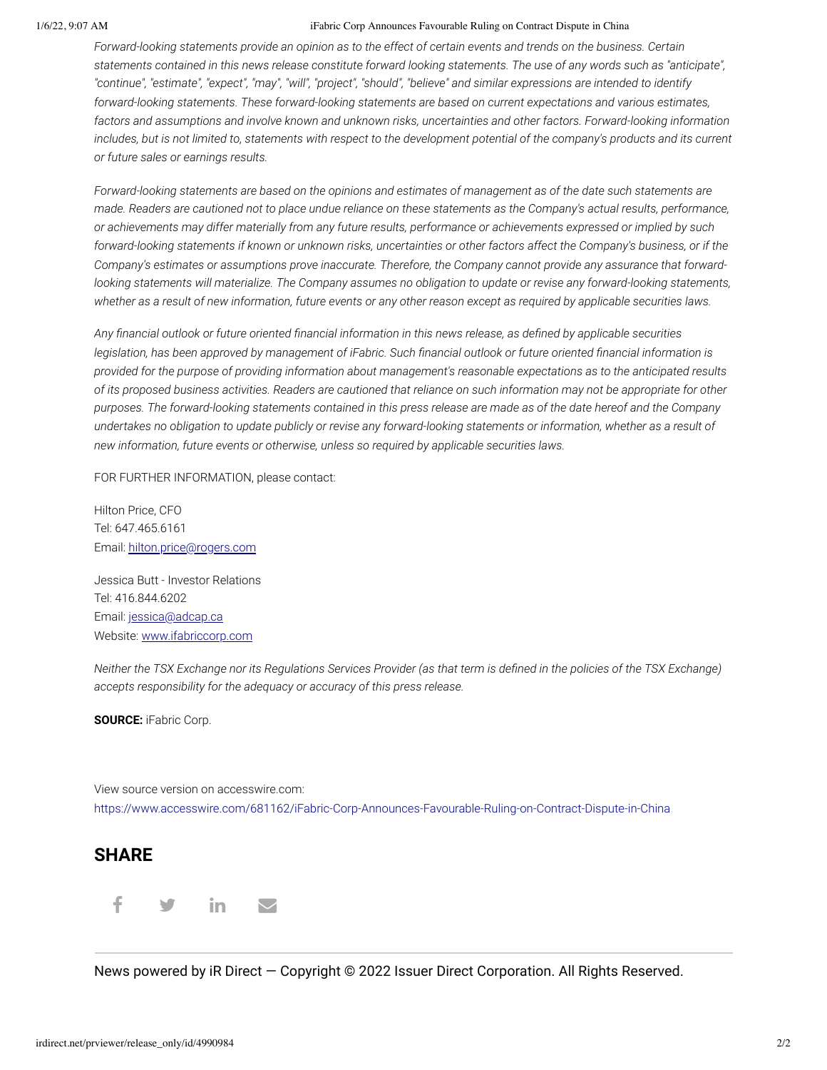*Forward-looking statements provide an opinion as to the effect of certain events and trends on the business. Certain statements contained in this news release constitute forward looking statements. The use of any words such as "anticipate", "continue", "estimate", "expect", "may", "will", "project", "should", "believe" and similar expressions are intended to identify forward-looking statements. These forward-looking statements are based on current expectations and various estimates, factors and assumptions and involve known and unknown risks, uncertainties and other factors. Forward-looking information includes, but is not limited to, statements with respect to the development potential of the company's products and its current or future sales or earnings results.*

*Forward-looking statements are based on the opinions and estimates of management as of the date such statements are made. Readers are cautioned not to place undue reliance on these statements as the Company's actual results, performance, or achievements may differ materially from any future results, performance or achievements expressed or implied by such forward-looking statements if known or unknown risks, uncertainties or other factors affect the Company's business, or if the Company's estimates or assumptions prove inaccurate. Therefore, the Company cannot provide any assurance that forward-looking statements will materialize. The Company assumes no obligation to update or revise any forward-looking statements, whether as a result of new information, future events or any other reason except as required by applicable securities laws.*

*Any financial outlook or future oriented financial information in this news release, as defined by applicable securities legislation, has been approved by management of iFabric. Such financial outlook or future oriented financial information is provided for the purpose of providing information about management's reasonable expectations as to the anticipated results of its proposed business activities. Readers are cautioned that reliance on such information may not be appropriate for other purposes. The forward-looking statements contained in this press release are made as of the date hereof and the Company undertakes no obligation to update publicly or revise any forward-looking statements or information, whether as a result of new information, future events or otherwise, unless so required by applicable securities laws.*

FOR FURTHER INFORMATION, please contact:

Hilton Price, CFO
Tel: 647.465.6161
Email: hilton.price@rogers.com

Jessica Butt - Investor Relations
Tel: 416.844.6202
Email: jessica@adcap.ca
Website: www.ifabriccorp.com

*Neither the TSX Exchange nor its Regulations Services Provider (as that term is defined in the policies of the TSX Exchange) accepts responsibility for the adequacy or accuracy of this press release.*

**SOURCE:** iFabric Corp.

View source version on accesswire.com:
https://www.accesswire.com/681162/iFabric-Corp-Announces-Favourable-Ruling-on-Contract-Dispute-in-China

## SHARE

News powered by iR Direct — Copyright © 2022 Issuer Direct Corporation. All Rights Reserved.